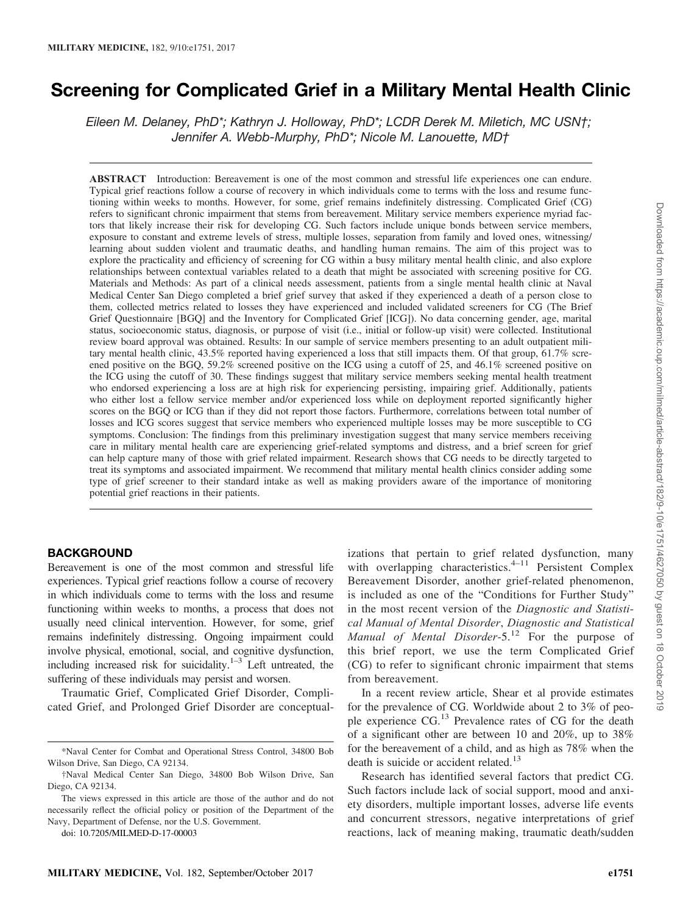# Screening for Complicated Grief in a Military Mental Health Clinic

*Eileen M. Delaney, PhD\*; Kathryn J. Holloway, PhD\*; LCDR Derek M. Miletich, MC USN†; Jennifer A. Webb-Murphy, PhD\*; Nicole M. Lanouette, MD†*

**ABSTRACT** Introduction: Bereavement is one of the most common and stressful life experiences one can endure. Typical grief reactions follow a course of recovery in which individuals come to terms with the loss and resume functioning within weeks to months. However, for some, grief remains indefinitely distressing. Complicated Grief (CG) refers to significant chronic impairment that stems from bereavement. Military service members experience myriad factors that likely increase their risk for developing CG. Such factors include unique bonds between service members, exposure to constant and extreme levels of stress, multiple losses, separation from family and loved ones, witnessing/learning about sudden violent and traumatic deaths, and handling human remains. The aim of this project was to explore the practicality and efficiency of screening for CG within a busy military mental health clinic, and also explore relationships between contextual variables related to a death that might be associated with screening positive for CG. Materials and Methods: As part of a clinical needs assessment, patients from a single mental health clinic at Naval Medical Center San Diego completed a brief grief survey that asked if they experienced a death of a person close to them, collected metrics related to losses they have experienced and included validated screeners for CG (The Brief Grief Questionnaire [BGQ] and the Inventory for Complicated Grief [ICG]). No data concerning gender, age, marital status, socioeconomic status, diagnosis, or purpose of visit (i.e., initial or follow-up visit) were collected. Institutional review board approval was obtained. Results: In our sample of service members presenting to an adult outpatient military mental health clinic, 43.5% reported having experienced a loss that still impacts them. Of that group, 61.7% screened positive on the BGQ, 59.2% screened positive on the ICG using a cutoff of 25, and 46.1% screened positive on the ICG using the cutoff of 30. These findings suggest that military service members seeking mental health treatment who endorsed experiencing a loss are at high risk for experiencing persisting, impairing grief. Additionally, patients who either lost a fellow service member and/or experienced loss while on deployment reported significantly higher scores on the BGQ or ICG than if they did not report those factors. Furthermore, correlations between total number of losses and ICG scores suggest that service members who experienced multiple losses may be more susceptible to CG symptoms. Conclusion: The findings from this preliminary investigation suggest that many service members receiving care in military mental health care are experiencing grief-related symptoms and distress, and a brief screen for grief can help capture many of those with grief related impairment. Research shows that CG needs to be directly targeted to treat its symptoms and associated impairment. We recommend that military mental health clinics consider adding some type of grief screener to their standard intake as well as making providers aware of the importance of monitoring potential grief reactions in their patients.

## BACKGROUND

Bereavement is one of the most common and stressful life experiences. Typical grief reactions follow a course of recovery in which individuals come to terms with the loss and resume functioning within weeks to months, a process that does not usually need clinical intervention. However, for some, grief remains indefinitely distressing. Ongoing impairment could involve physical, emotional, social, and cognitive dysfunction, including increased risk for suicidality.[1–3] Left untreated, the suffering of these individuals may persist and worsen.

Traumatic Grief, Complicated Grief Disorder, Complicated Grief, and Prolonged Grief Disorder are conceptualizations that pertain to grief related dysfunction, many with overlapping characteristics.[4–11] Persistent Complex Bereavement Disorder, another grief-related phenomenon, is included as one of the "Conditions for Further Study" in the most recent version of the *Diagnostic and Statistical Manual of Mental Disorder*, *Diagnostic and Statistical Manual of Mental Disorder*-5.[12] For the purpose of this brief report, we use the term Complicated Grief (CG) to refer to significant chronic impairment that stems from bereavement.

In a recent review article, Shear et al provide estimates for the prevalence of CG. Worldwide about 2 to 3% of people experience CG.[13] Prevalence rates of CG for the death of a significant other are between 10 and 20%, up to 38% for the bereavement of a child, and as high as 78% when the death is suicide or accident related.[13]

Research has identified several factors that predict CG. Such factors include lack of social support, mood and anxiety disorders, multiple important losses, adverse life events and concurrent stressors, negative interpretations of grief reactions, lack of meaning making, traumatic death/sudden

\*Naval Center for Combat and Operational Stress Control, 34800 Bob Wilson Drive, San Diego, CA 92134.

†Naval Medical Center San Diego, 34800 Bob Wilson Drive, San Diego, CA 92134.

The views expressed in this article are those of the author and do not necessarily reflect the official policy or position of the Department of the Navy, Department of Defense, nor the U.S. Government.

doi: 10.7205/MILMED-D-17-00003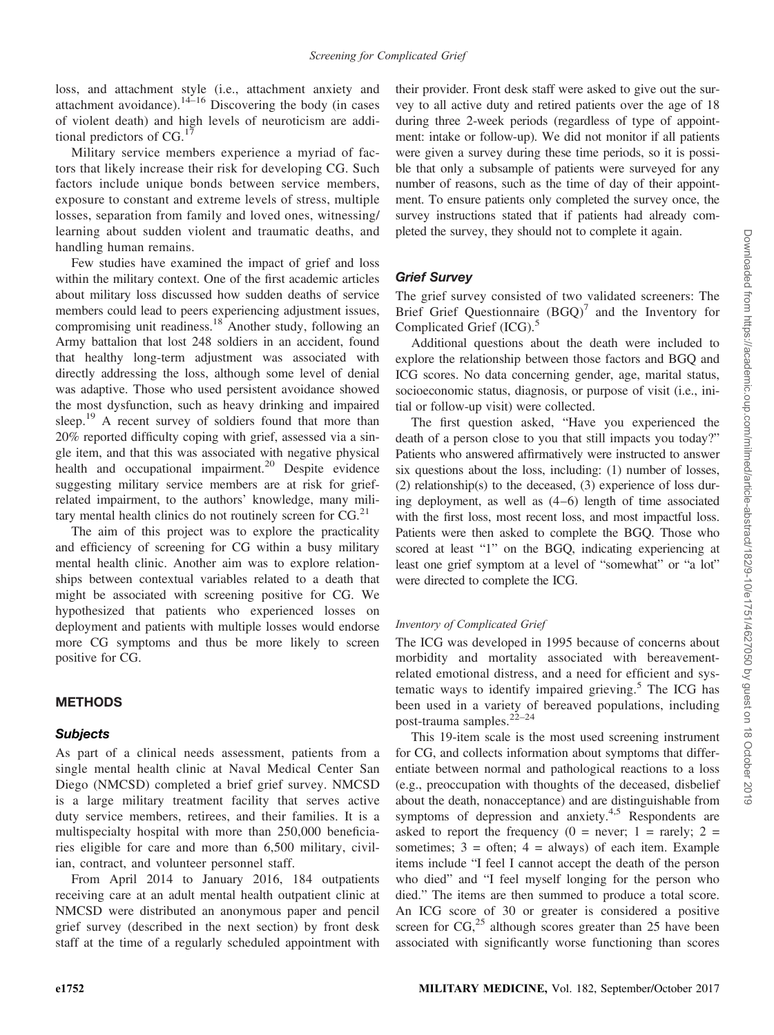loss, and attachment style (i.e., attachment anxiety and attachment avoidance).[14–16] Discovering the body (in cases of violent death) and high levels of neuroticism are additional predictors of CG.[17]

Military service members experience a myriad of factors that likely increase their risk for developing CG. Such factors include unique bonds between service members, exposure to constant and extreme levels of stress, multiple losses, separation from family and loved ones, witnessing/learning about sudden violent and traumatic deaths, and handling human remains.

Few studies have examined the impact of grief and loss within the military context. One of the first academic articles about military loss discussed how sudden deaths of service members could lead to peers experiencing adjustment issues, compromising unit readiness.[18] Another study, following an Army battalion that lost 248 soldiers in an accident, found that healthy long-term adjustment was associated with directly addressing the loss, although some level of denial was adaptive. Those who used persistent avoidance showed the most dysfunction, such as heavy drinking and impaired sleep.[19] A recent survey of soldiers found that more than 20% reported difficulty coping with grief, assessed via a single item, and that this was associated with negative physical health and occupational impairment.[20] Despite evidence suggesting military service members are at risk for grief-related impairment, to the authors' knowledge, many military mental health clinics do not routinely screen for CG.[21]

The aim of this project was to explore the practicality and efficiency of screening for CG within a busy military mental health clinic. Another aim was to explore relationships between contextual variables related to a death that might be associated with screening positive for CG. We hypothesized that patients who experienced losses on deployment and patients with multiple losses would endorse more CG symptoms and thus be more likely to screen positive for CG.

## METHODS

### Subjects

As part of a clinical needs assessment, patients from a single mental health clinic at Naval Medical Center San Diego (NMCSD) completed a brief grief survey. NMCSD is a large military treatment facility that serves active duty service members, retirees, and their families. It is a multispecialty hospital with more than 250,000 beneficiaries eligible for care and more than 6,500 military, civilian, contract, and volunteer personnel staff.

From April 2014 to January 2016, 184 outpatients receiving care at an adult mental health outpatient clinic at NMCSD were distributed an anonymous paper and pencil grief survey (described in the next section) by front desk staff at the time of a regularly scheduled appointment with their provider. Front desk staff were asked to give out the survey to all active duty and retired patients over the age of 18 during three 2-week periods (regardless of type of appointment: intake or follow-up). We did not monitor if all patients were given a survey during these time periods, so it is possible that only a subsample of patients were surveyed for any number of reasons, such as the time of day of their appointment. To ensure patients only completed the survey once, the survey instructions stated that if patients had already completed the survey, they should not to complete it again.

### Grief Survey

The grief survey consisted of two validated screeners: The Brief Grief Questionnaire (BGQ)[7] and the Inventory for Complicated Grief (ICG).[5]

Additional questions about the death were included to explore the relationship between those factors and BGQ and ICG scores. No data concerning gender, age, marital status, socioeconomic status, diagnosis, or purpose of visit (i.e., initial or follow-up visit) were collected.

The first question asked, "Have you experienced the death of a person close to you that still impacts you today?" Patients who answered affirmatively were instructed to answer six questions about the loss, including: (1) number of losses, (2) relationship(s) to the deceased, (3) experience of loss during deployment, as well as (4–6) length of time associated with the first loss, most recent loss, and most impactful loss. Patients were then asked to complete the BGQ. Those who scored at least "1" on the BGQ, indicating experiencing at least one grief symptom at a level of "somewhat" or "a lot" were directed to complete the ICG.

#### *Inventory of Complicated Grief*

The ICG was developed in 1995 because of concerns about morbidity and mortality associated with bereavement-related emotional distress, and a need for efficient and systematic ways to identify impaired grieving.[5] The ICG has been used in a variety of bereaved populations, including post-trauma samples.[22–24]

This 19-item scale is the most used screening instrument for CG, and collects information about symptoms that differentiate between normal and pathological reactions to a loss (e.g., preoccupation with thoughts of the deceased, disbelief about the death, nonacceptance) and are distinguishable from symptoms of depression and anxiety.[4,5] Respondents are asked to report the frequency (0 = never; 1 = rarely; 2 = sometimes; 3 = often; 4 = always) of each item. Example items include "I feel I cannot accept the death of the person who died" and "I feel myself longing for the person who died." The items are then summed to produce a total score. An ICG score of 30 or greater is considered a positive screen for CG,[25] although scores greater than 25 have been associated with significantly worse functioning than scores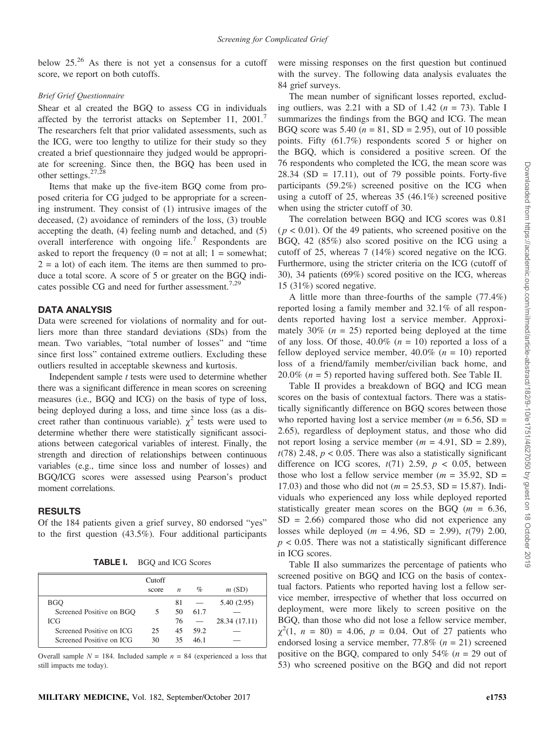below 25.[26] As there is not yet a consensus for a cutoff score, we report on both cutoffs.

### *Brief Grief Questionnaire*

Shear et al created the BGQ to assess CG in individuals affected by the terrorist attacks on September 11, 2001.[7] The researchers felt that prior validated assessments, such as the ICG, were too lengthy to utilize for their study so they created a brief questionnaire they judged would be appropriate for screening. Since then, the BGQ has been used in other settings.[27,28]

Items that make up the five-item BGQ come from proposed criteria for CG judged to be appropriate for a screening instrument. They consist of (1) intrusive images of the deceased, (2) avoidance of reminders of the loss, (3) trouble accepting the death, (4) feeling numb and detached, and (5) overall interference with ongoing life.[7] Respondents are asked to report the frequency (0 = not at all; 1 = somewhat; 2 = a lot) of each item. The items are then summed to produce a total score. A score of 5 or greater on the BGQ indicates possible CG and need for further assessment.[7,29]

## DATA ANALYSIS

Data were screened for violations of normality and for outliers more than three standard deviations (SDs) from the mean. Two variables, "total number of losses" and "time since first loss" contained extreme outliers. Excluding these outliers resulted in acceptable skewness and kurtosis.

Independent sample *t* tests were used to determine whether there was a significant difference in mean scores on screening measures (i.e., BGQ and ICG) on the basis of type of loss, being deployed during a loss, and time since loss (as a discreet rather than continuous variable). $\chi^2$ tests were used to determine whether there were statistically significant associations between categorical variables of interest. Finally, the strength and direction of relationships between continuous variables (e.g., time since loss and number of losses) and BGQ/ICG scores were assessed using Pearson's product moment correlations.

## RESULTS

Of the 184 patients given a grief survey, 80 endorsed "yes" to the first question (43.5%). Four additional participants were missing responses on the first question but continued with the survey. The following data analysis evaluates the 84 grief surveys.

The mean number of significant losses reported, excluding outliers, was 2.21 with a SD of 1.42 ($n$ = 73). Table I summarizes the findings from the BGQ and ICG. The mean BGQ score was 5.40 ($n$ = 81, SD = 2.95), out of 10 possible points. Fifty (61.7%) respondents scored 5 or higher on the BGQ, which is considered a positive screen. Of the 76 respondents who completed the ICG, the mean score was 28.34 (SD = 17.11), out of 79 possible points. Forty-five participants (59.2%) screened positive on the ICG when using a cutoff of 25, whereas 35 (46.1%) screened positive when using the stricter cutoff of 30.

The correlation between BGQ and ICG scores was 0.81 ($p < 0.01$). Of the 49 patients, who screened positive on the BGQ, 42 (85%) also scored positive on the ICG using a cutoff of 25, whereas 7 (14%) scored negative on the ICG. Furthermore, using the stricter criteria on the ICG (cutoff of 30), 34 patients (69%) scored positive on the ICG, whereas 15 (31%) scored negative.

A little more than three-fourths of the sample (77.4%) reported losing a family member and 32.1% of all respondents reported having lost a service member. Approximately 30% ($n$ = 25) reported being deployed at the time of any loss. Of those, 40.0% ($n$ = 10) reported a loss of a fellow deployed service member, 40.0% ($n$ = 10) reported loss of a friend/family member/civilian back home, and 20.0% ($n$ = 5) reported having suffered both. See Table II.

Table II provides a breakdown of BGQ and ICG mean scores on the basis of contextual factors. There was a statistically significantly difference on BGQ scores between those who reported having lost a service member ($m$ = 6.56, SD = 2.65), regardless of deployment status, and those who did not report losing a service member ($m$ = 4.91, SD = 2.89), $t(78)$ 2.48, $p < 0.05$. There was also a statistically significant difference on ICG scores, $t(71)$ 2.59, $p < 0.05$, between those who lost a fellow service member ($m$ = 35.92, SD = 17.03) and those who did not ($m$ = 25.53, SD = 15.87). Individuals who experienced any loss while deployed reported statistically greater mean scores on the BGQ ($m$ = 6.36, SD = 2.66) compared those who did not experience any losses while deployed ($m$ = 4.96, SD = 2.99), $t(79)$ 2.00, $p < 0.05$. There was not a statistically significant difference in ICG scores.

Table II also summarizes the percentage of patients who screened positive on BGQ and ICG on the basis of contextual factors. Patients who reported having lost a fellow service member, irrespective of whether that loss occurred on deployment, were more likely to screen positive on the BGQ, than those who did not lose a fellow service member, $\chi^2(1, n = 80) = 4.06$, $p = 0.04$. Out of 27 patients who endorsed losing a service member, 77.8% ($n$ = 21) screened positive on the BGQ, compared to only 54% ($n$ = 29 out of 53) who screened positive on the BGQ and did not report

**TABLE I.** BGQ and ICG Scores

| | Cutoff score | $n$ | % | $m$ (SD) |
|---|---|---|---|---|
| BGQ | | 81 | — | 5.40 (2.95) |
| Screened Positive on BGQ | 5 | 50 | 61.7 | — |
| ICG | | 76 | — | 28.34 (17.11) |
| Screened Positive on ICG | 25 | 45 | 59.2 | — |
| Screened Positive on ICG | 30 | 35 | 46.1 | — |

Overall sample $N$ = 184. Included sample $n$ = 84 (experienced a loss that still impacts me today).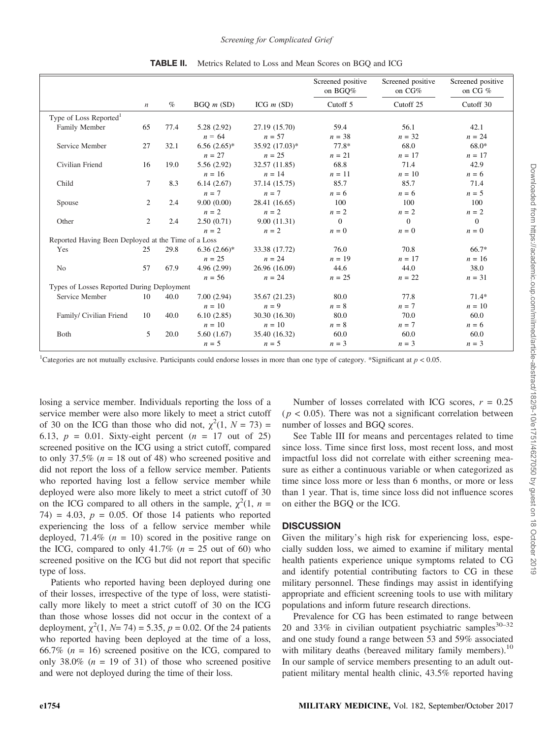**TABLE II.** Metrics Related to Loss and Mean Scores on BGQ and ICG

| | $n$ | % | BGQ $m$ (SD) | ICG $m$ (SD) | Screened positive on BGQ% | Screened positive on CG% | Screened positive on CG % |
|---|---|---|---|---|---|---|---|
| | | | | | Cutoff 5 | Cutoff 25 | Cutoff 30 |
| Type of Loss Reported[1] | | | | | | | |
| Family Member | 65 | 77.4 | 5.28 (2.92) $n$ = 64 | 27.19 (15.70) $n$ = 57 | 59.4 $n$ = 38 | 56.1 $n$ = 32 | 42.1 $n$ = 24 |
| Service Member | 27 | 32.1 | 6.56 (2.65)* $n$ = 27 | 35.92 (17.03)* $n$ = 25 | 77.8* $n$ = 21 | 68.0 $n$ = 17 | 68.0* $n$ = 17 |
| Civilian Friend | 16 | 19.0 | 5.56 (2.92) $n$ = 16 | 32.57 (11.85) $n$ = 14 | 68.8 $n$ = 11 | 71.4 $n$ = 10 | 42.9 $n$ = 6 |
| Child | 7 | 8.3 | 6.14 (2.67) $n$ = 7 | 37.14 (15.75) $n$ = 7 | 85.7 $n$ = 6 | 85.7 $n$ = 6 | 71.4 $n$ = 5 |
| Spouse | 2 | 2.4 | 9.00 (0.00) $n$ = 2 | 28.41 (16.65) $n$ = 2 | 100 $n$ = 2 | 100 $n$ = 2 | 100 $n$ = 2 |
| Other | 2 | 2.4 | 2.50 (0.71) $n$ = 2 | 9.00 (11.31) $n$ = 2 | 0 $n$ = 0 | 0 $n$ = 0 | 0 $n$ = 0 |
| Reported Having Been Deployed at the Time of a Loss | | | | | | | |
| Yes | 25 | 29.8 | 6.36 (2.66)* $n$ = 25 | 33.38 (17.72) $n$ = 24 | 76.0 $n$ = 19 | 70.8 $n$ = 17 | 66.7* $n$ = 16 |
| No | 57 | 67.9 | 4.96 (2.99) $n$ = 56 | 26.96 (16.09) $n$ = 24 | 44.6 $n$ = 25 | 44.0 $n$ = 22 | 38.0 $n$ = 31 |
| Types of Losses Reported During Deployment | | | | | | | |
| Service Member | 10 | 40.0 | 7.00 (2.94) $n$ = 10 | 35.67 (21.23) $n$ = 9 | 80.0 $n$ = 8 | 77.8 $n$ = 7 | 71.4* $n$ = 10 |
| Family/ Civilian Friend | 10 | 40.0 | 6.10 (2.85) $n$ = 10 | 30.30 (16.30) $n$ = 10 | 80.0 $n$ = 8 | 70.0 $n$ = 7 | 60.0 $n$ = 6 |
| Both | 5 | 20.0 | 5.60 (1.67) $n$ = 5 | 35.40 (16.32) $n$ = 5 | 60.0 $n$ = 3 | 60.0 $n$ = 3 | 60.0 $n$ = 3 |

[1]Categories are not mutually exclusive. Participants could endorse losses in more than one type of category. *Significant at $p < 0.05$.

losing a service member. Individuals reporting the loss of a service member were also more likely to meet a strict cutoff of 30 on the ICG than those who did not, $\chi^2(1, N = 73) = 6.13$, $p = 0.01$. Sixty-eight percent ($n$ = 17 out of 25) screened positive on the ICG using a strict cutoff, compared to only 37.5% ($n$ = 18 out of 48) who screened positive and did not report the loss of a fellow service member. Patients who reported having lost a fellow service member while deployed were also more likely to meet a strict cutoff of 30 on the ICG compared to all others in the sample, $\chi^2(1, n = 74) = 4.03$, $p = 0.05$. Of those 14 patients who reported experiencing the loss of a fellow service member while deployed, 71.4% ($n$ = 10) scored in the positive range on the ICG, compared to only 41.7% ($n$ = 25 out of 60) who screened positive on the ICG but did not report that specific type of loss.

Patients who reported having been deployed during one of their losses, irrespective of the type of loss, were statistically more likely to meet a strict cutoff of 30 on the ICG than those whose losses did not occur in the context of a deployment, $\chi^2(1, N= 74) = 5.35$, $p = 0.02$. Of the 24 patients who reported having been deployed at the time of a loss, 66.7% ($n$ = 16) screened positive on the ICG, compared to only 38.0% ($n$ = 19 of 31) of those who screened positive and were not deployed during the time of their loss.

Number of losses correlated with ICG scores, $r = 0.25$ ($p < 0.05$). There was not a significant correlation between number of losses and BGQ scores.

See Table III for means and percentages related to time since loss. Time since first loss, most recent loss, and most impactful loss did not correlate with either screening measure as either a continuous variable or when categorized as time since loss more or less than 6 months, or more or less than 1 year. That is, time since loss did not influence scores on either the BGQ or the ICG.

## DISCUSSION

Given the military's high risk for experiencing loss, especially sudden loss, we aimed to examine if military mental health patients experience unique symptoms related to CG and identify potential contributing factors to CG in these military personnel. These findings may assist in identifying appropriate and efficient screening tools to use with military populations and inform future research directions.

Prevalence for CG has been estimated to range between 20 and 33% in civilian outpatient psychiatric samples[30–32] and one study found a range between 53 and 59% associated with military deaths (bereaved military family members).[10] In our sample of service members presenting to an adult outpatient military mental health clinic, 43.5% reported having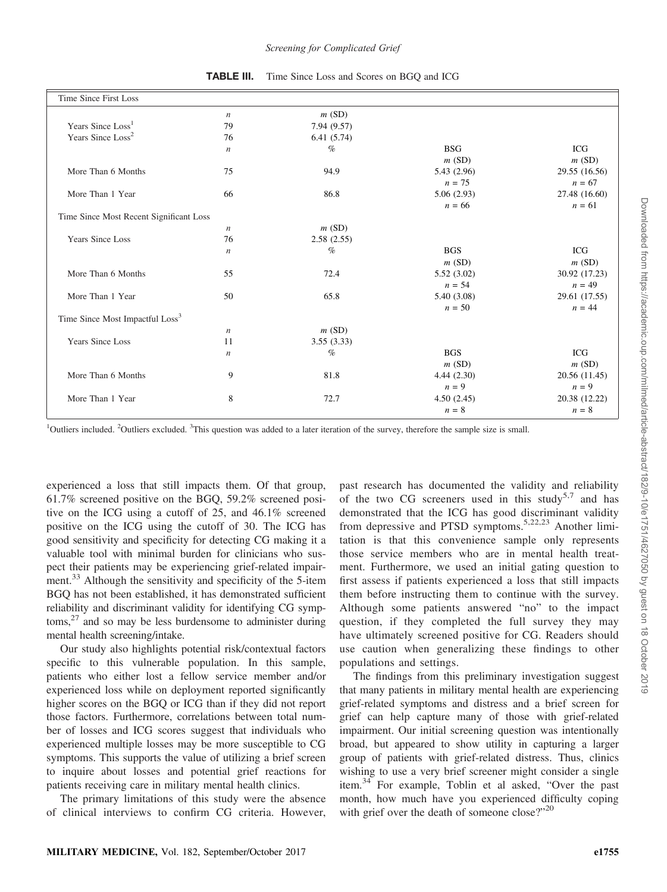**TABLE III.** Time Since Loss and Scores on BGQ and ICG

| Time Since First Loss | | | | |
|---|---|---|---|---|
| | *n* | *m* (SD) | | |
| Years Since Loss[1] | 79 | 7.94 (9.57) | | |
| Years Since Loss[2] | 76 | 6.41 (5.74) | | |
| | *n* | % | BSG *m* (SD) | ICG *m* (SD) |
| More Than 6 Months | 75 | 94.9 | 5.43 (2.96) *n* = 75 | 29.55 (16.56) *n* = 67 |
| More Than 1 Year | 66 | 86.8 | 5.06 (2.93) *n* = 66 | 27.48 (16.60) *n* = 61 |
| **Time Since Most Recent Significant Loss** | | | | |
| | *n* | *m* (SD) | | |
| Years Since Loss | 76 | 2.58 (2.55) | | |
| | *n* | % | BGS *m* (SD) | ICG *m* (SD) |
| More Than 6 Months | 55 | 72.4 | 5.52 (3.02) *n* = 54 | 30.92 (17.23) *n* = 49 |
| More Than 1 Year | 50 | 65.8 | 5.40 (3.08) *n* = 50 | 29.61 (17.55) *n* = 44 |
| **Time Since Most Impactful Loss[3]** | | | | |
| | *n* | *m* (SD) | | |
| Years Since Loss | 11 | 3.55 (3.33) | | |
| | *n* | % | BGS *m* (SD) | ICG *m* (SD) |
| More Than 6 Months | 9 | 81.8 | 4.44 (2.30) *n* = 9 | 20.56 (11.45) *n* = 9 |
| More Than 1 Year | 8 | 72.7 | 4.50 (2.45) *n* = 8 | 20.38 (12.22) *n* = 8 |

[1]Outliers included. [2]Outliers excluded. [3]This question was added to a later iteration of the survey, therefore the sample size is small.

experienced a loss that still impacts them. Of that group, 61.7% screened positive on the BGQ, 59.2% screened positive on the ICG using a cutoff of 25, and 46.1% screened positive on the ICG using the cutoff of 30. The ICG has good sensitivity and specificity for detecting CG making it a valuable tool with minimal burden for clinicians who suspect their patients may be experiencing grief-related impairment.[33] Although the sensitivity and specificity of the 5-item BGQ has not been established, it has demonstrated sufficient reliability and discriminant validity for identifying CG symptoms,[27] and so may be less burdensome to administer during mental health screening/intake.

Our study also highlights potential risk/contextual factors specific to this vulnerable population. In this sample, patients who either lost a fellow service member and/or experienced loss while on deployment reported significantly higher scores on the BGQ or ICG than if they did not report those factors. Furthermore, correlations between total number of losses and ICG scores suggest that individuals who experienced multiple losses may be more susceptible to CG symptoms. This supports the value of utilizing a brief screen to inquire about losses and potential grief reactions for patients receiving care in military mental health clinics.

The primary limitations of this study were the absence of clinical interviews to confirm CG criteria. However, past research has documented the validity and reliability of the two CG screeners used in this study[5,7] and has demonstrated that the ICG has good discriminant validity from depressive and PTSD symptoms.[5,22,23] Another limitation is that this convenience sample only represents those service members who are in mental health treatment. Furthermore, we used an initial gating question to first assess if patients experienced a loss that still impacts them before instructing them to continue with the survey. Although some patients answered "no" to the impact question, if they completed the full survey they may have ultimately screened positive for CG. Readers should use caution when generalizing these findings to other populations and settings.

The findings from this preliminary investigation suggest that many patients in military mental health are experiencing grief-related symptoms and distress and a brief screen for grief can help capture many of those with grief-related impairment. Our initial screening question was intentionally broad, but appeared to show utility in capturing a larger group of patients with grief-related distress. Thus, clinics wishing to use a very brief screener might consider a single item.[34] For example, Toblin et al asked, "Over the past month, how much have you experienced difficulty coping with grief over the death of someone close?"[20]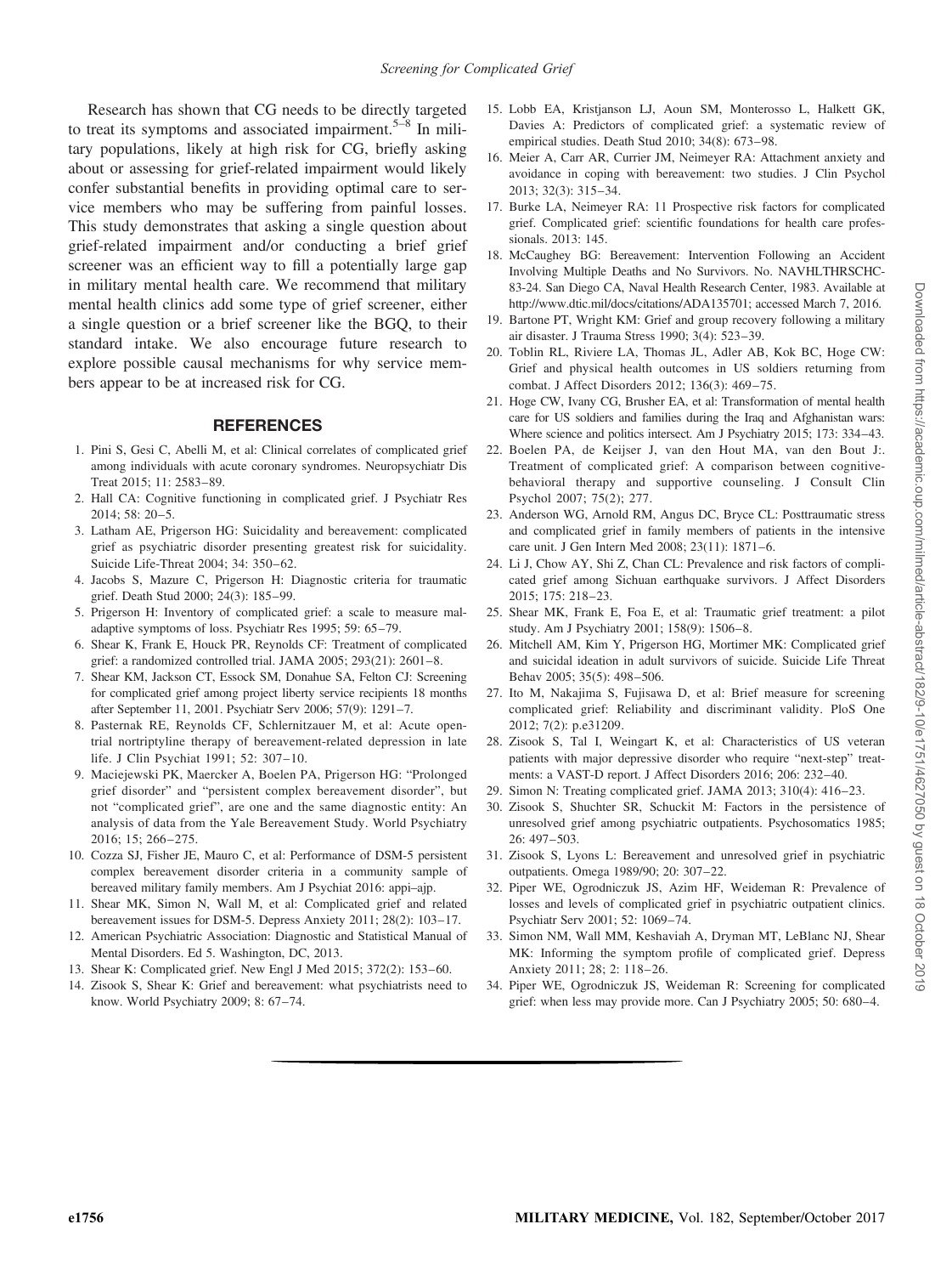Research has shown that CG needs to be directly targeted to treat its symptoms and associated impairment.[5–8] In military populations, likely at high risk for CG, briefly asking about or assessing for grief-related impairment would likely confer substantial benefits in providing optimal care to service members who may be suffering from painful losses. This study demonstrates that asking a single question about grief-related impairment and/or conducting a brief grief screener was an efficient way to fill a potentially large gap in military mental health care. We recommend that military mental health clinics add some type of grief screener, either a single question or a brief screener like the BGQ, to their standard intake. We also encourage future research to explore possible causal mechanisms for why service members appear to be at increased risk for CG.

## REFERENCES

1. Pini S, Gesi C, Abelli M, et al: Clinical correlates of complicated grief among individuals with acute coronary syndromes. Neuropsychiatr Dis Treat 2015; 11: 2583–89.
2. Hall CA: Cognitive functioning in complicated grief. J Psychiatr Res 2014; 58: 20–5.
3. Latham AE, Prigerson HG: Suicidality and bereavement: complicated grief as psychiatric disorder presenting greatest risk for suicidality. Suicide Life-Threat 2004; 34: 350–62.
4. Jacobs S, Mazure C, Prigerson H: Diagnostic criteria for traumatic grief. Death Stud 2000; 24(3): 185–99.
5. Prigerson H: Inventory of complicated grief: a scale to measure maladaptive symptoms of loss. Psychiatr Res 1995; 59: 65–79.
6. Shear K, Frank E, Houck PR, Reynolds CF: Treatment of complicated grief: a randomized controlled trial. JAMA 2005; 293(21): 2601–8.
7. Shear KM, Jackson CT, Essock SM, Donahue SA, Felton CJ: Screening for complicated grief among project liberty service recipients 18 months after September 11, 2001. Psychiatr Serv 2006; 57(9): 1291–7.
8. Pasternak RE, Reynolds CF, Schlernitzauer M, et al: Acute open-trial nortriptyline therapy of bereavement-related depression in late life. J Clin Psychiat 1991; 52: 307–10.
9. Maciejewski PK, Maercker A, Boelen PA, Prigerson HG: "Prolonged grief disorder" and "persistent complex bereavement disorder", but not "complicated grief", are one and the same diagnostic entity: An analysis of data from the Yale Bereavement Study. World Psychiatry 2016; 15; 266–275.
10. Cozza SJ, Fisher JE, Mauro C, et al: Performance of DSM-5 persistent complex bereavement disorder criteria in a community sample of bereaved military family members. Am J Psychiat 2016: appi–ajp.
11. Shear MK, Simon N, Wall M, et al: Complicated grief and related bereavement issues for DSM-5. Depress Anxiety 2011; 28(2): 103–17.
12. American Psychiatric Association: Diagnostic and Statistical Manual of Mental Disorders. Ed 5. Washington, DC, 2013.
13. Shear K: Complicated grief. New Engl J Med 2015; 372(2): 153–60.
14. Zisook S, Shear K: Grief and bereavement: what psychiatrists need to know. World Psychiatry 2009; 8: 67–74.
15. Lobb EA, Kristjanson LJ, Aoun SM, Monterosso L, Halkett GK, Davies A: Predictors of complicated grief: a systematic review of empirical studies. Death Stud 2010; 34(8): 673–98.
16. Meier A, Carr AR, Currier JM, Neimeyer RA: Attachment anxiety and avoidance in coping with bereavement: two studies. J Clin Psychol 2013; 32(3): 315–34.
17. Burke LA, Neimeyer RA: 11 Prospective risk factors for complicated grief. Complicated grief: scientific foundations for health care professionals. 2013: 145.
18. McCaughey BG: Bereavement: Intervention Following an Accident Involving Multiple Deaths and No Survivors. No. NAVHLTHRSCHC-83-24. San Diego CA, Naval Health Research Center, 1983. Available at http://www.dtic.mil/docs/citations/ADA135701; accessed March 7, 2016.
19. Bartone PT, Wright KM: Grief and group recovery following a military air disaster. J Trauma Stress 1990; 3(4): 523–39.
20. Toblin RL, Riviere LA, Thomas JL, Adler AB, Kok BC, Hoge CW: Grief and physical health outcomes in US soldiers returning from combat. J Affect Disorders 2012; 136(3): 469–75.
21. Hoge CW, Ivany CG, Brusher EA, et al: Transformation of mental health care for US soldiers and families during the Iraq and Afghanistan wars: Where science and politics intersect. Am J Psychiatry 2015; 173: 334–43.
22. Boelen PA, de Keijser J, van den Hout MA, van den Bout J:. Treatment of complicated grief: A comparison between cognitive-behavioral therapy and supportive counseling. J Consult Clin Psychol 2007; 75(2); 277.
23. Anderson WG, Arnold RM, Angus DC, Bryce CL: Posttraumatic stress and complicated grief in family members of patients in the intensive care unit. J Gen Intern Med 2008; 23(11): 1871–6.
24. Li J, Chow AY, Shi Z, Chan CL: Prevalence and risk factors of complicated grief among Sichuan earthquake survivors. J Affect Disorders 2015; 175: 218–23.
25. Shear MK, Frank E, Foa E, et al: Traumatic grief treatment: a pilot study. Am J Psychiatry 2001; 158(9): 1506–8.
26. Mitchell AM, Kim Y, Prigerson HG, Mortimer MK: Complicated grief and suicidal ideation in adult survivors of suicide. Suicide Life Threat Behav 2005; 35(5): 498–506.
27. Ito M, Nakajima S, Fujisawa D, et al: Brief measure for screening complicated grief: Reliability and discriminant validity. PloS One 2012; 7(2): p.e31209.
28. Zisook S, Tal I, Weingart K, et al: Characteristics of US veteran patients with major depressive disorder who require "next-step" treatments: a VAST-D report. J Affect Disorders 2016; 206: 232–40.
29. Simon N: Treating complicated grief. JAMA 2013; 310(4): 416–23.
30. Zisook S, Shuchter SR, Schuckit M: Factors in the persistence of unresolved grief among psychiatric outpatients. Psychosomatics 1985; 26: 497–503.
31. Zisook S, Lyons L: Bereavement and unresolved grief in psychiatric outpatients. Omega 1989/90; 20: 307–22.
32. Piper WE, Ogrodniczuk JS, Azim HF, Weideman R: Prevalence of losses and levels of complicated grief in psychiatric outpatient clinics. Psychiatr Serv 2001; 52: 1069–74.
33. Simon NM, Wall MM, Keshaviah A, Dryman MT, LeBlanc NJ, Shear MK: Informing the symptom profile of complicated grief. Depress Anxiety 2011; 28; 2: 118–26.
34. Piper WE, Ogrodniczuk JS, Weideman R: Screening for complicated grief: when less may provide more. Can J Psychiatry 2005; 50: 680–4.